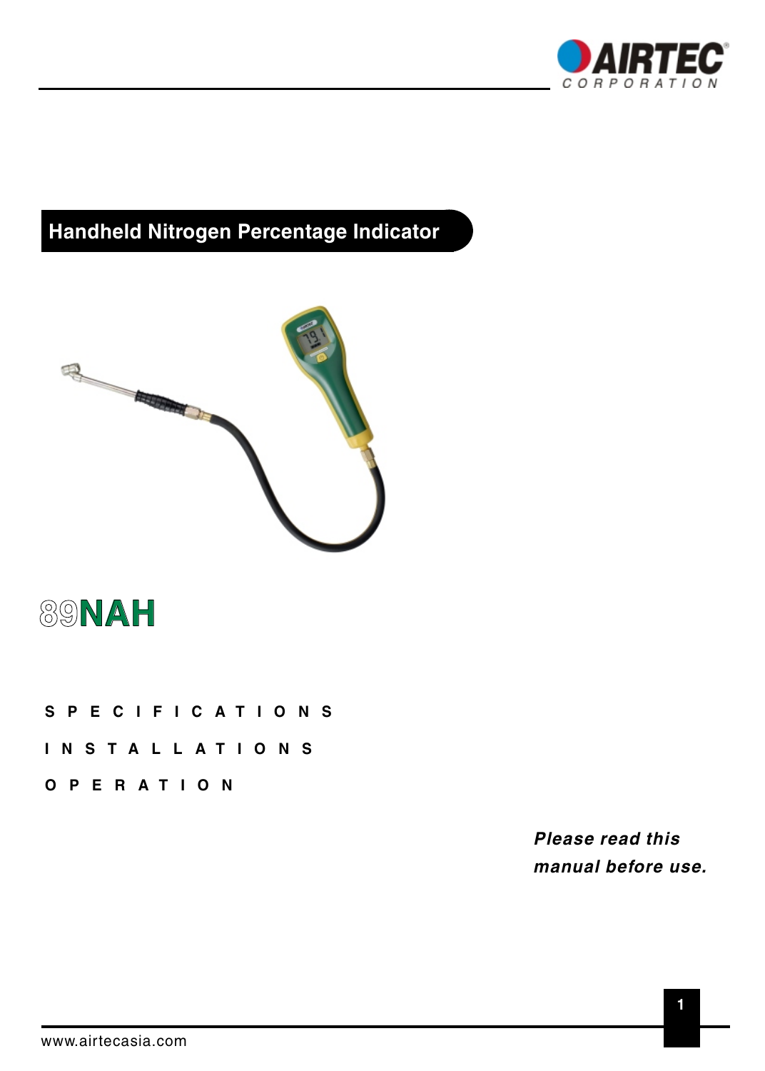AIRTEC CORPORATION

# Handheld Nitrogen Percentage Indicator

## 89NAH

SPECIFICATIONS

INSTALLATIONS

OPERATION

***Please read this manual before use.***

www.airtecasia.com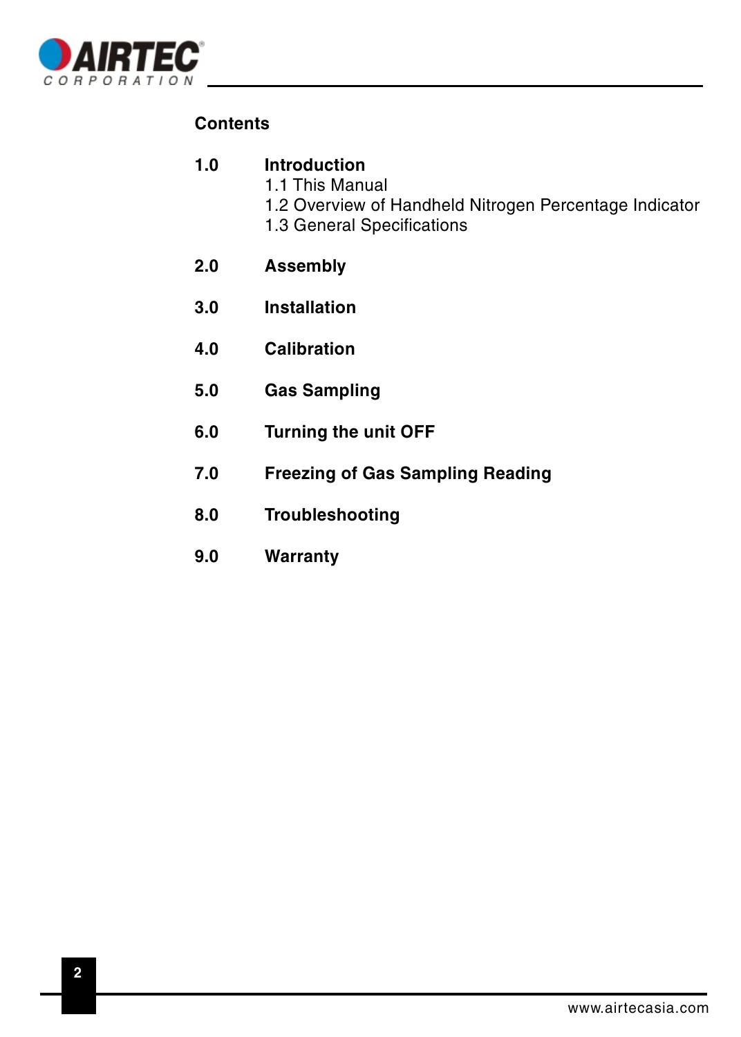## Contents

**1.0 Introduction**
- 1.1 This Manual
- 1.2 Overview of Handheld Nitrogen Percentage Indicator
- 1.3 General Specifications

**2.0 Assembly**

**3.0 Installation**

**4.0 Calibration**

**5.0 Gas Sampling**

**6.0 Turning the unit OFF**

**7.0 Freezing of Gas Sampling Reading**

**8.0 Troubleshooting**

**9.0 Warranty**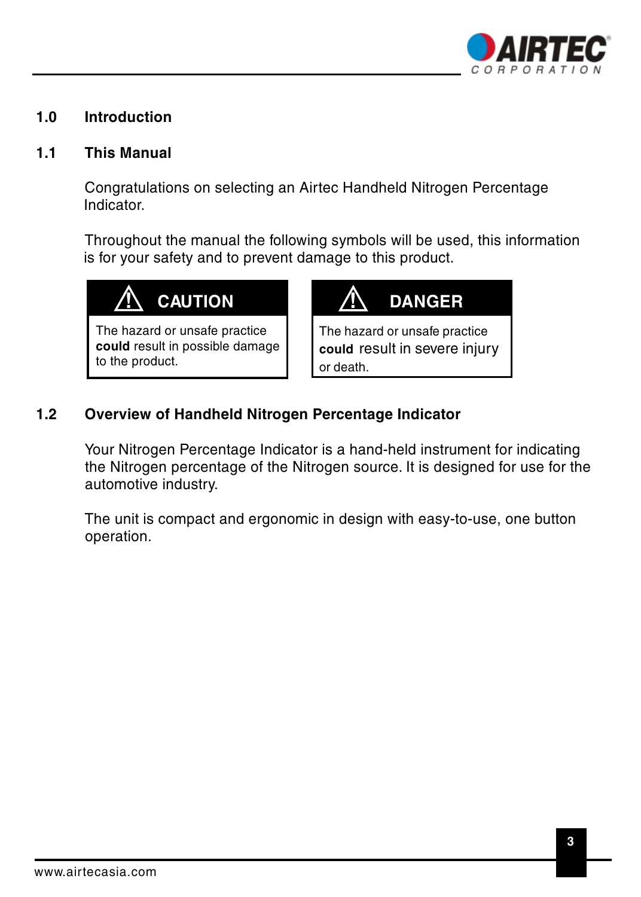## 1.0 Introduction

### 1.1 This Manual

Congratulations on selecting an Airtec Handheld Nitrogen Percentage Indicator.

Throughout the manual the following symbols will be used, this information is for your safety and to prevent damage to this product.

| ⚠ CAUTION | ⚠ DANGER |
| --- | --- |
| The hazard or unsafe practice **could** result in possible damage to the product. | The hazard or unsafe practice **could** result in severe injury or death. |

### 1.2 Overview of Handheld Nitrogen Percentage Indicator

Your Nitrogen Percentage Indicator is a hand-held instrument for indicating the Nitrogen percentage of the Nitrogen source. It is designed for use for the automotive industry.

The unit is compact and ergonomic in design with easy-to-use, one button operation.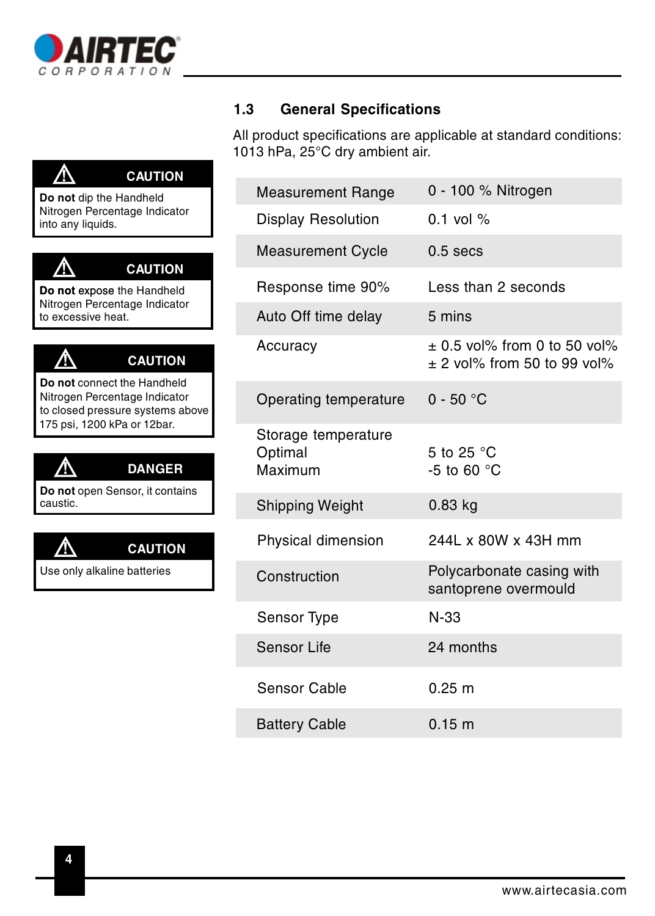## 1.3 General Specifications

All product specifications are applicable at standard conditions: 1013 hPa, 25°C dry ambient air.

| | |
|---|---|
| Measurement Range | 0 - 100 % Nitrogen |
| Display Resolution | 0.1 vol % |
| Measurement Cycle | 0.5 secs |
| Response time 90% | Less than 2 seconds |
| Auto Off time delay | 5 mins |
| Accuracy | ± 0.5 vol% from 0 to 50 vol%<br>± 2 vol% from 50 to 99 vol% |
| Operating temperature | 0 - 50 °C |
| Storage temperature<br>Optimal<br>Maximum | <br>5 to 25 °C<br>-5 to 60 °C |
| Shipping Weight | 0.83 kg |
| Physical dimension | 244L x 80W x 43H mm |
| Construction | Polycarbonate casing with santoprene overmould |
| Sensor Type | N-33 |
| Sensor Life | 24 months |
| Sensor Cable | 0.25 m |
| Battery Cable | 0.15 m |

**⚠ CAUTION**

**Do not** dip the Handheld Nitrogen Percentage Indicator into any liquids.

**⚠ CAUTION**

**Do not** expose the Handheld Nitrogen Percentage Indicator to excessive heat.

**⚠ CAUTION**

**Do not** connect the Handheld Nitrogen Percentage Indicator to closed pressure systems above 175 psi, 1200 kPa or 12bar.

**⚠ DANGER**

**Do not** open Sensor, it contains caustic.

**⚠ CAUTION**

Use only alkaline batteries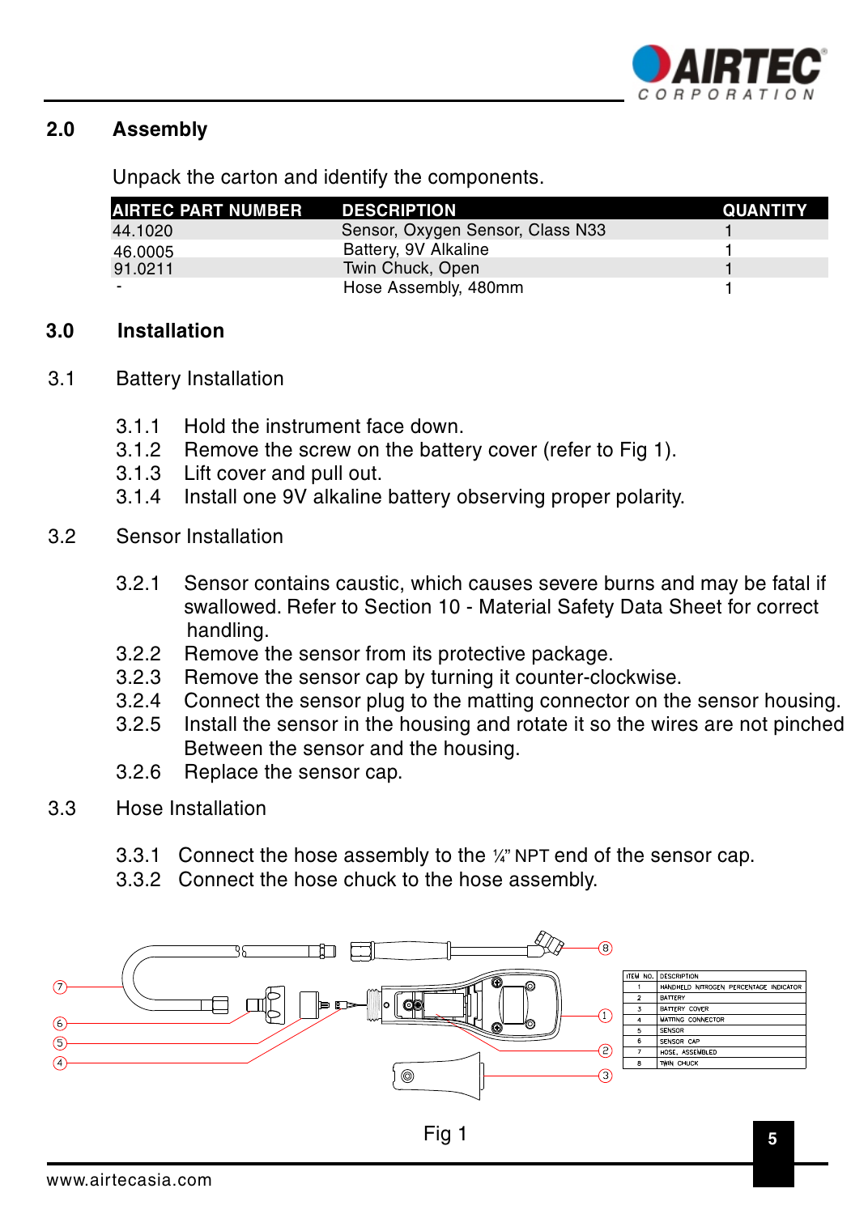## 2.0 Assembly

Unpack the carton and identify the components.

| AIRTEC PART NUMBER | DESCRIPTION | QUANTITY |
|---|---|---|
| 44.1020 | Sensor, Oxygen Sensor, Class N33 | 1 |
| 46.0005 | Battery, 9V Alkaline | 1 |
| 91.0211 | Twin Chuck, Open | 1 |
| - | Hose Assembly, 480mm | 1 |

## 3.0 Installation

### 3.1 Battery Installation

3.1.1 Hold the instrument face down.
3.1.2 Remove the screw on the battery cover (refer to Fig 1).
3.1.3 Lift cover and pull out.
3.1.4 Install one 9V alkaline battery observing proper polarity.

### 3.2 Sensor Installation

3.2.1 Sensor contains caustic, which causes severe burns and may be fatal if swallowed. Refer to Section 10 - Material Safety Data Sheet for correct handling.
3.2.2 Remove the sensor from its protective package.
3.2.3 Remove the sensor cap by turning it counter-clockwise.
3.2.4 Connect the sensor plug to the matting connector on the sensor housing.
3.2.5 Install the sensor in the housing and rotate it so the wires are not pinched Between the sensor and the housing.
3.2.6 Replace the sensor cap.

### 3.3 Hose Installation

3.3.1 Connect the hose assembly to the ¼" NPT end of the sensor cap.
3.3.2 Connect the hose chuck to the hose assembly.

| ITEM NO. | DESCRIPTION |
|---|---|
| 1 | HANDHELD NITROGEN PERCENTAGE INDICATOR |
| 2 | BATTERY |
| 3 | BATTERY COVER |
| 4 | MATTING CONNECTOR |
| 5 | SENSOR |
| 6 | SENSOR CAP |
| 7 | HOSE, ASSEMBLED |
| 8 | TWIN CHUCK |

Fig 1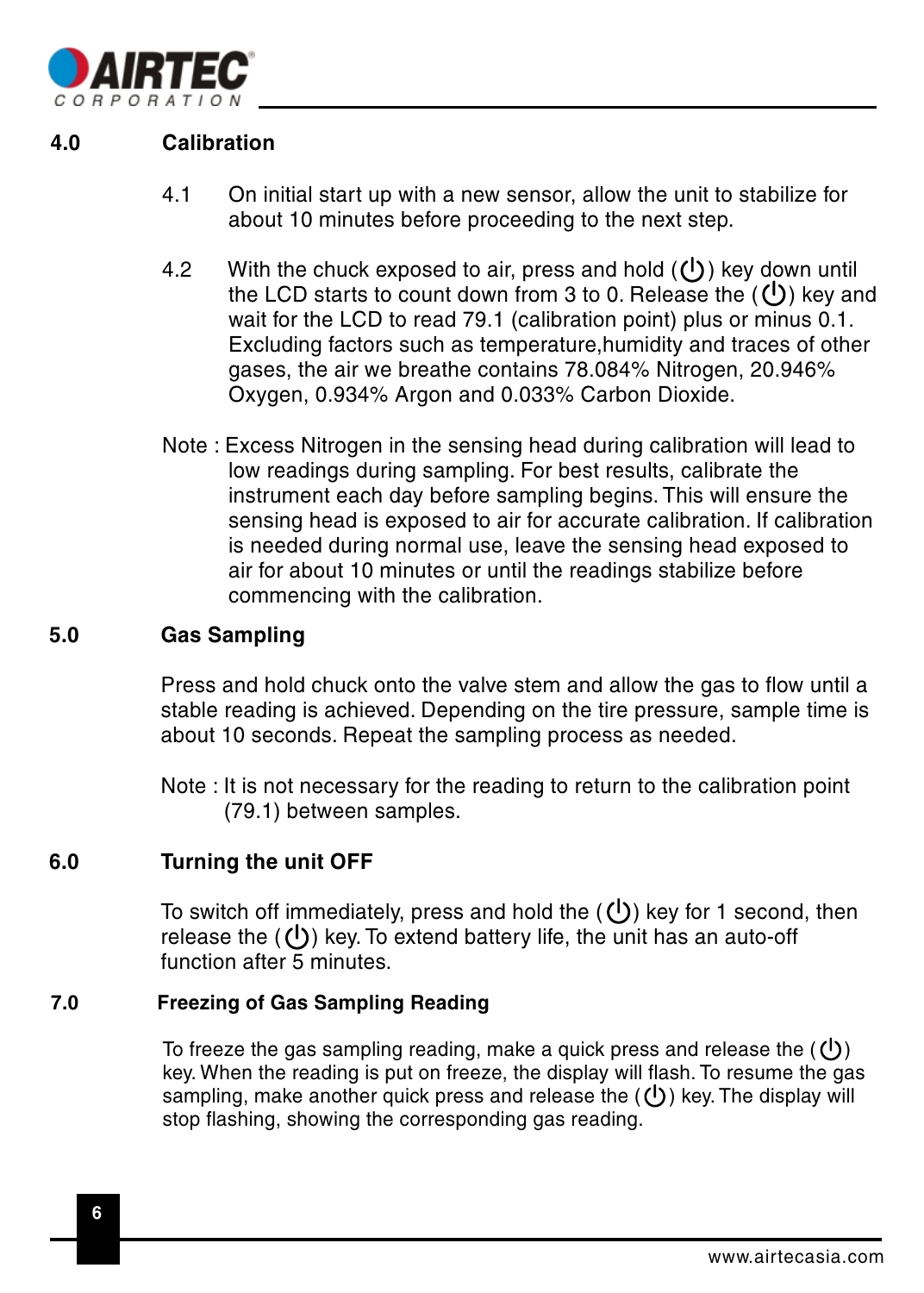## 4.0 Calibration

4.1 On initial start up with a new sensor, allow the unit to stabilize for about 10 minutes before proceeding to the next step.

4.2 With the chuck exposed to air, press and hold (⏻) key down until the LCD starts to count down from 3 to 0. Release the (⏻) key and wait for the LCD to read 79.1 (calibration point) plus or minus 0.1. Excluding factors such as temperature,humidity and traces of other gases, the air we breathe contains 78.084% Nitrogen, 20.946% Oxygen, 0.934% Argon and 0.033% Carbon Dioxide.

Note : Excess Nitrogen in the sensing head during calibration will lead to low readings during sampling. For best results, calibrate the instrument each day before sampling begins. This will ensure the sensing head is exposed to air for accurate calibration. If calibration is needed during normal use, leave the sensing head exposed to air for about 10 minutes or until the readings stabilize before commencing with the calibration.

## 5.0 Gas Sampling

Press and hold chuck onto the valve stem and allow the gas to flow until a stable reading is achieved. Depending on the tire pressure, sample time is about 10 seconds. Repeat the sampling process as needed.

Note : It is not necessary for the reading to return to the calibration point (79.1) between samples.

## 6.0 Turning the unit OFF

To switch off immediately, press and hold the (⏻) key for 1 second, then release the (⏻) key. To extend battery life, the unit has an auto-off function after 5 minutes.

## 7.0 Freezing of Gas Sampling Reading

To freeze the gas sampling reading, make a quick press and release the (⏻) key. When the reading is put on freeze, the display will flash. To resume the gas sampling, make another quick press and release the (⏻) key. The display will stop flashing, showing the corresponding gas reading.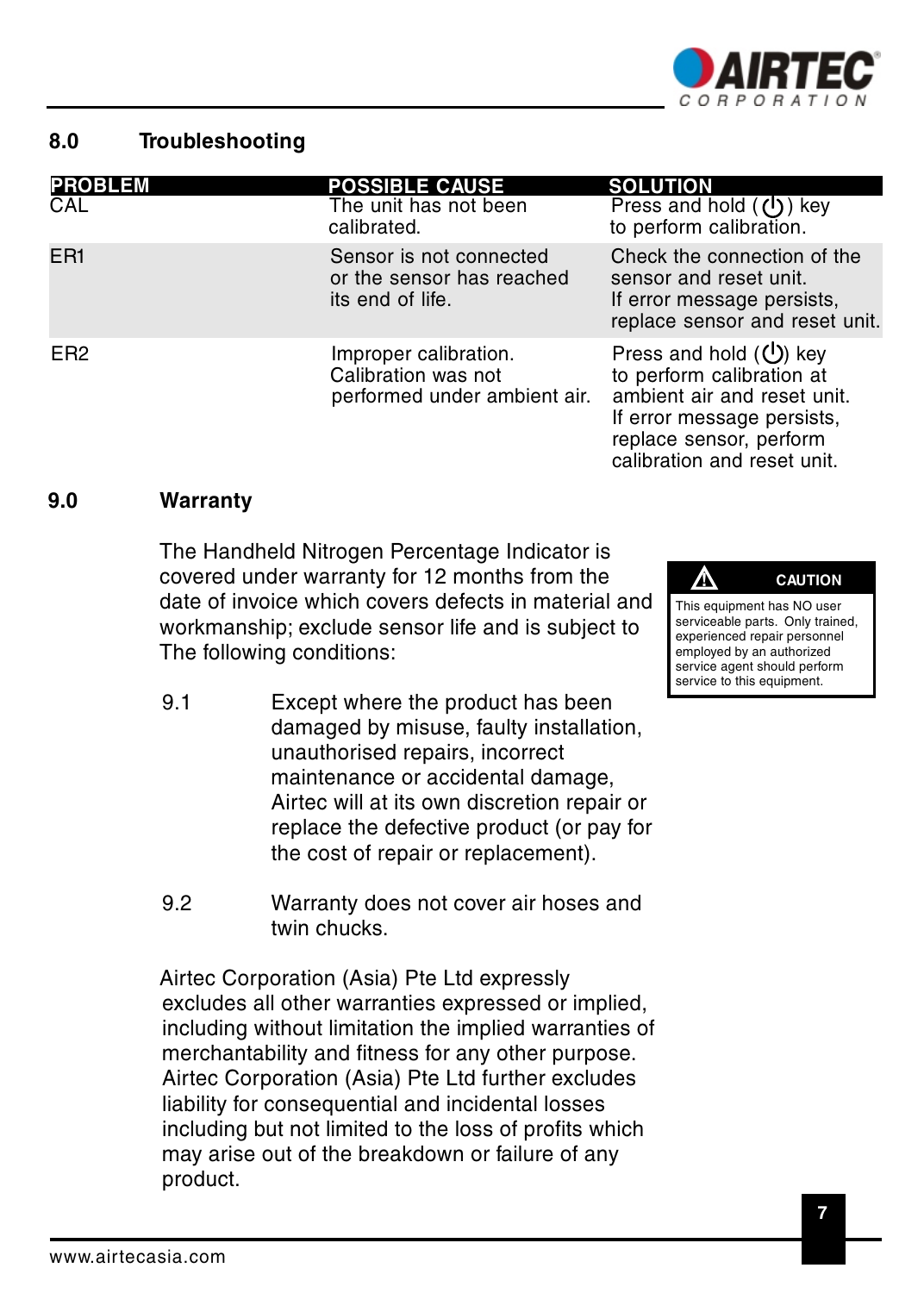## 8.0 Troubleshooting

| PROBLEM | POSSIBLE CAUSE | SOLUTION |
|---|---|---|
| CAL | The unit has not been calibrated. | Press and hold (⏻) key to perform calibration. |
| ER1 | Sensor is not connected or the sensor has reached its end of life. | Check the connection of the sensor and reset unit. If error message persists, replace sensor and reset unit. |
| ER2 | Improper calibration. Calibration was not performed under ambient air. | Press and hold (⏻) key to perform calibration at ambient air and reset unit. If error message persists, replace sensor, perform calibration and reset unit. |

## 9.0 Warranty

The Handheld Nitrogen Percentage Indicator is covered under warranty for 12 months from the date of invoice which covers defects in material and workmanship; exclude sensor life and is subject to The following conditions:

> **⚠ CAUTION**
>
> This equipment has NO user serviceable parts. Only trained, experienced repair personnel employed by an authorized service agent should perform service to this equipment.

9.1 Except where the product has been damaged by misuse, faulty installation, unauthorised repairs, incorrect maintenance or accidental damage, Airtec will at its own discretion repair or replace the defective product (or pay for the cost of repair or replacement).

9.2 Warranty does not cover air hoses and twin chucks.

Airtec Corporation (Asia) Pte Ltd expressly excludes all other warranties expressed or implied, including without limitation the implied warranties of merchantability and fitness for any other purpose. Airtec Corporation (Asia) Pte Ltd further excludes liability for consequential and incidental losses including but not limited to the loss of profits which may arise out of the breakdown or failure of any product.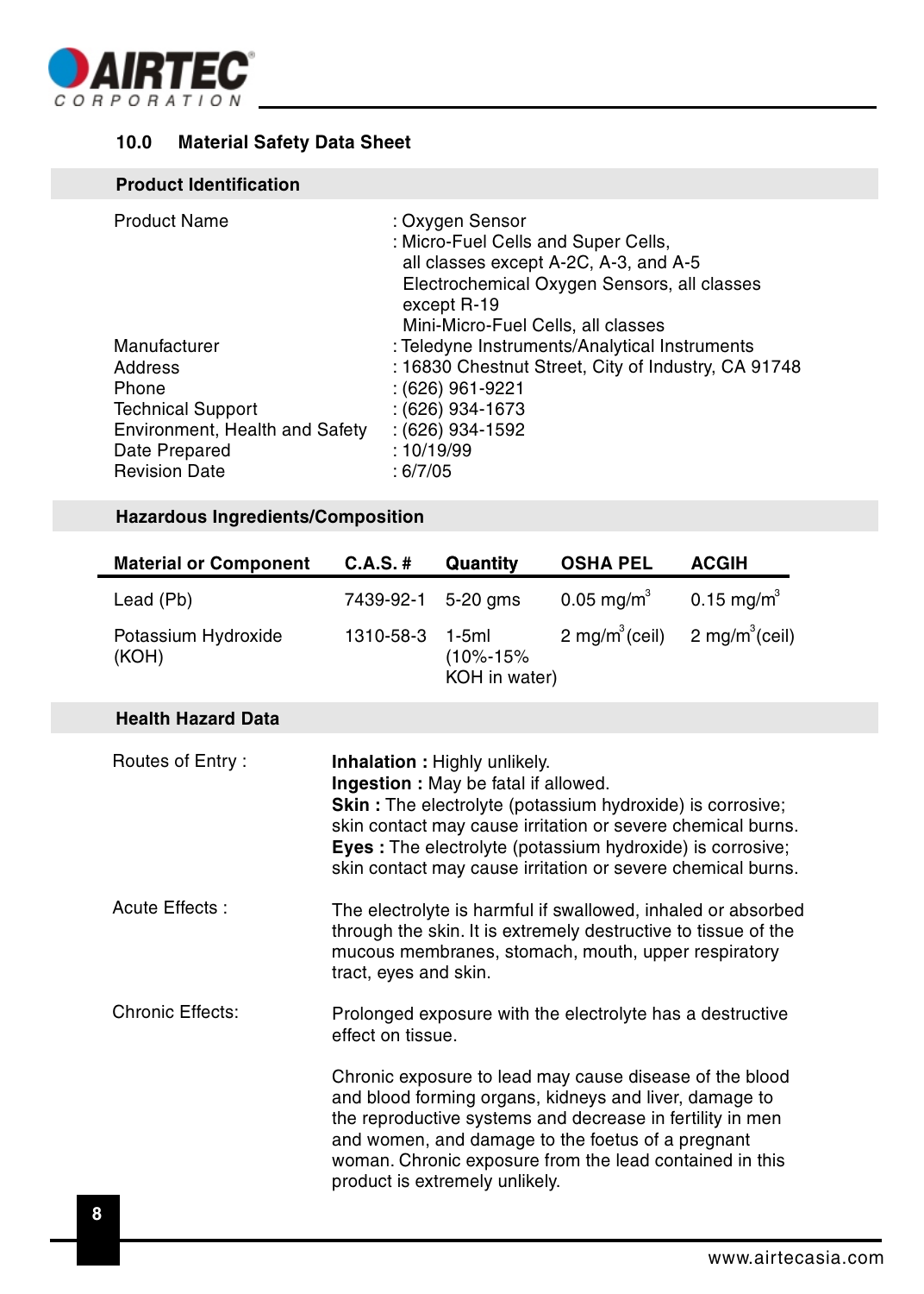## 10.0 Material Safety Data Sheet

### Product Identification

| | |
|---|---|
| Product Name | : Oxygen Sensor<br>: Micro-Fuel Cells and Super Cells, all classes except A-2C, A-3, and A-5<br>Electrochemical Oxygen Sensors, all classes except R-19<br>Mini-Micro-Fuel Cells, all classes |
| Manufacturer | : Teledyne Instruments/Analytical Instruments |
| Address | : 16830 Chestnut Street, City of Industry, CA 91748 |
| Phone | : (626) 961-9221 |
| Technical Support | : (626) 934-1673 |
| Environment, Health and Safety | : (626) 934-1592 |
| Date Prepared | : 10/19/99 |
| Revision Date | : 6/7/05 |

### Hazardous Ingredients/Composition

| Material or Component | C.A.S. # | Quantity | OSHA PEL | ACGIH |
|---|---|---|---|---|
| Lead (Pb) | 7439-92-1 | 5-20 gms | 0.05 $mg/m^3$ | 0.15 $mg/m^3$ |
| Potassium Hydroxide (KOH) | 1310-58-3 | 1-5ml (10%-15% KOH in water) | 2 $mg/m^3$(ceil) | 2 $mg/m^3$(ceil) |

### Health Hazard Data

**Routes of Entry :**

**Inhalation :** Highly unlikely.
**Ingestion :** May be fatal if allowed.
**Skin :** The electrolyte (potassium hydroxide) is corrosive; skin contact may cause irritation or severe chemical burns.
**Eyes :** The electrolyte (potassium hydroxide) is corrosive; skin contact may cause irritation or severe chemical burns.

**Acute Effects :**

The electrolyte is harmful if swallowed, inhaled or absorbed through the skin. It is extremely destructive to tissue of the mucous membranes, stomach, mouth, upper respiratory tract, eyes and skin.

**Chronic Effects:**

Prolonged exposure with the electrolyte has a destructive effect on tissue.

Chronic exposure to lead may cause disease of the blood and blood forming organs, kidneys and liver, damage to the reproductive systems and decrease in fertility in men and women, and damage to the foetus of a pregnant woman. Chronic exposure from the lead contained in this product is extremely unlikely.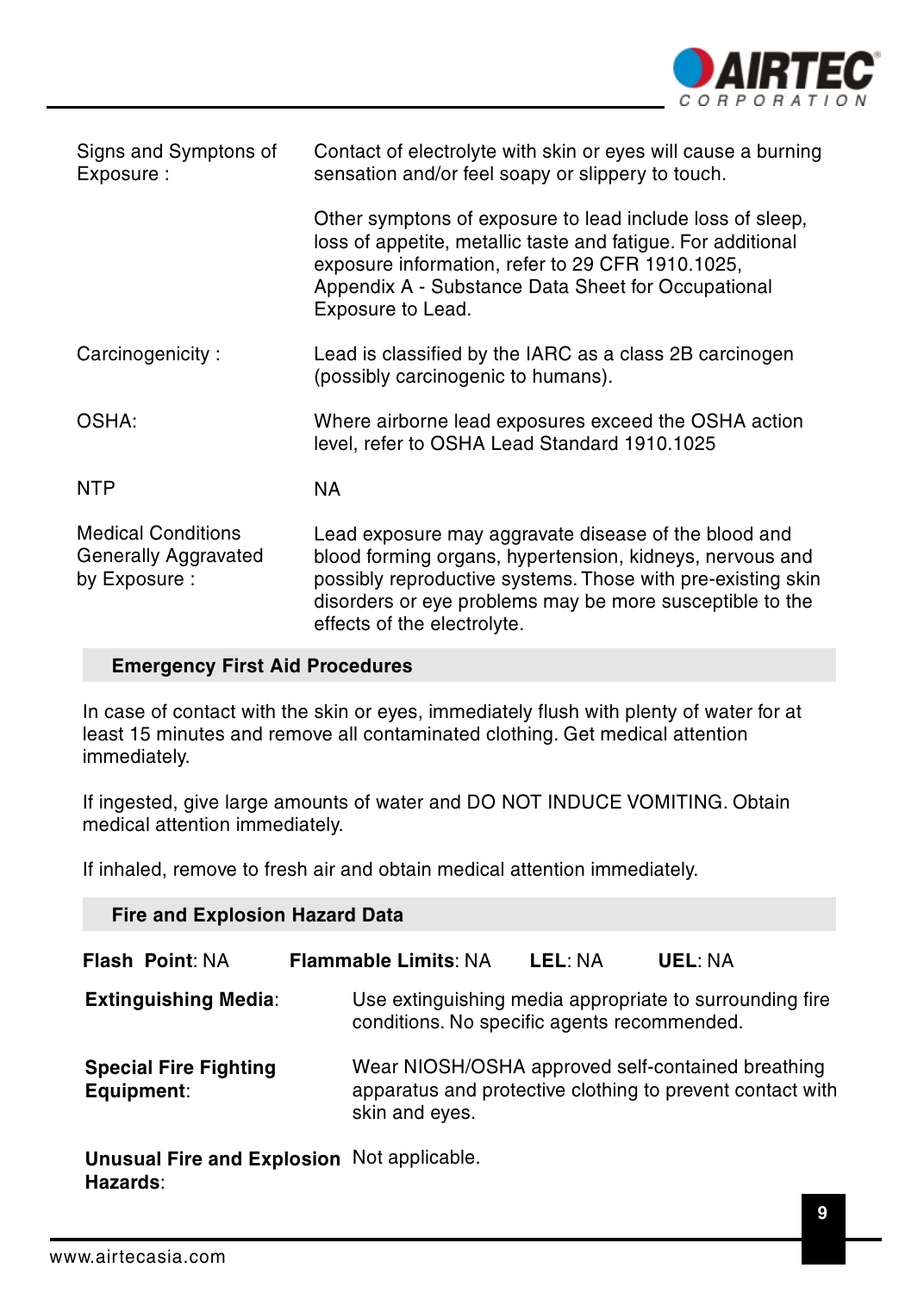| | |
|---|---|
| Signs and Symptons of Exposure : | Contact of electrolyte with skin or eyes will cause a burning sensation and/or feel soapy or slippery to touch.<br><br>Other symptons of exposure to lead include loss of sleep, loss of appetite, metallic taste and fatigue. For additional exposure information, refer to 29 CFR 1910.1025, Appendix A - Substance Data Sheet for Occupational Exposure to Lead. |
| Carcinogenicity : | Lead is classified by the IARC as a class 2B carcinogen (possibly carcinogenic to humans). |
| OSHA: | Where airborne lead exposures exceed the OSHA action level, refer to OSHA Lead Standard 1910.1025 |
| NTP | NA |
| Medical Conditions Generally Aggravated by Exposure : | Lead exposure may aggravate disease of the blood and blood forming organs, hypertension, kidneys, nervous and possibly reproductive systems. Those with pre-existing skin disorders or eye problems may be more susceptible to the effects of the electrolyte. |

## Emergency First Aid Procedures

In case of contact with the skin or eyes, immediately flush with plenty of water for at least 15 minutes and remove all contaminated clothing. Get medical attention immediately.

If ingested, give large amounts of water and DO NOT INDUCE VOMITING. Obtain medical attention immediately.

If inhaled, remove to fresh air and obtain medical attention immediately.

## Fire and Explosion Hazard Data

**Flash Point**: NA  **Flammable Limits**: NA  **LEL**: NA  **UEL**: NA

| | |
|---|---|
| **Extinguishing Media**: | Use extinguishing media appropriate to surrounding fire conditions. No specific agents recommended. |
| **Special Fire Fighting Equipment**: | Wear NIOSH/OSHA approved self-contained breathing apparatus and protective clothing to prevent contact with skin and eyes. |
| **Unusual Fire and Explosion Hazards**: | Not applicable. |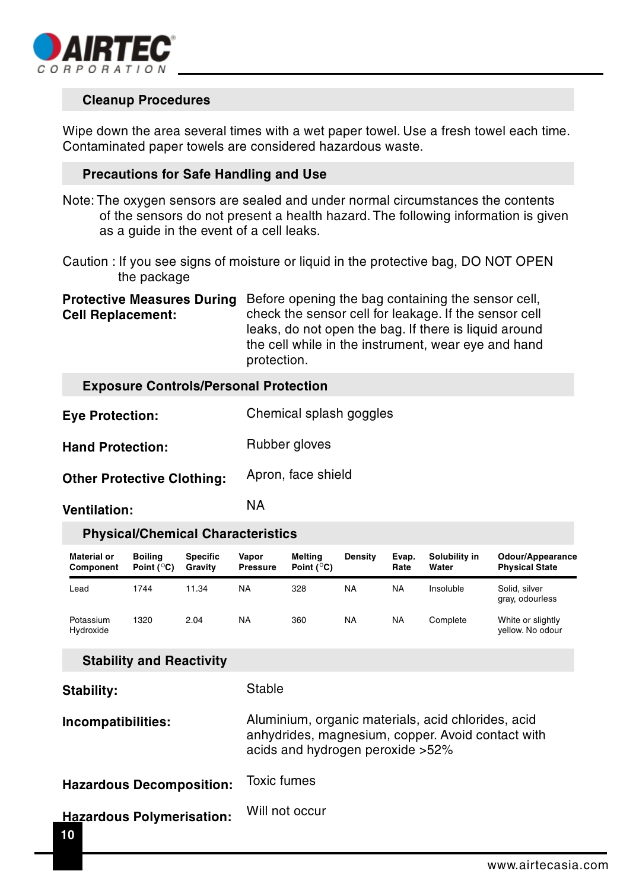## Cleanup Procedures

Wipe down the area several times with a wet paper towel. Use a fresh towel each time. Contaminated paper towels are considered hazardous waste.

## Precautions for Safe Handling and Use

Note: The oxygen sensors are sealed and under normal circumstances the contents of the sensors do not present a health hazard. The following information is given as a guide in the event of a cell leaks.

Caution : If you see signs of moisture or liquid in the protective bag, DO NOT OPEN the package

**Protective Measures During Cell Replacement:** Before opening the bag containing the sensor cell, check the sensor cell for leakage. If the sensor cell leaks, do not open the bag. If there is liquid around the cell while in the instrument, wear eye and hand protection.

## Exposure Controls/Personal Protection

**Eye Protection:** Chemical splash goggles

**Hand Protection:** Rubber gloves

**Other Protective Clothing:** Apron, face shield

**Ventilation:** NA

## Physical/Chemical Characteristics

| Material or Component | Boiling Point (°C) | Specific Gravity | Vapor Pressure | Melting Point (°C) | Density | Evap. Rate | Solubility in Water | Odour/Appearance Physical State |
|---|---|---|---|---|---|---|---|---|
| Lead | 1744 | 11.34 | NA | 328 | NA | NA | Insoluble | Solid, silver gray, odourless |
| Potassium Hydroxide | 1320 | 2.04 | NA | 360 | NA | NA | Complete | White or slightly yellow. No odour |

## Stability and Reactivity

**Stability:** Stable

**Incompatibilities:** Aluminium, organic materials, acid chlorides, acid anhydrides, magnesium, copper. Avoid contact with acids and hydrogen peroxide >52%

**Hazardous Decomposition:** Toxic fumes

**Hazardous Polymerisation:** Will not occur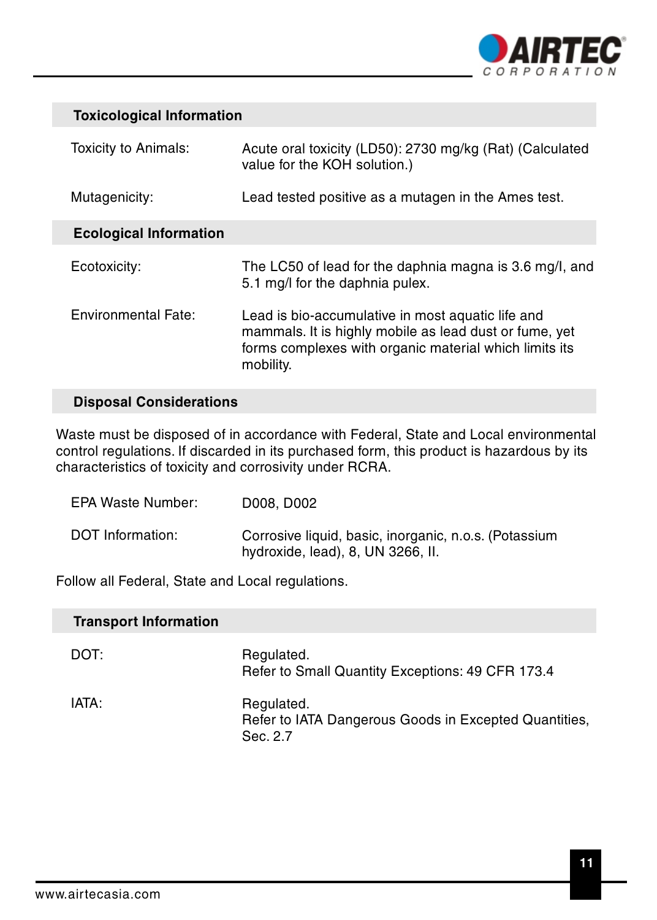## Toxicological Information

| | |
|---|---|
| Toxicity to Animals: | Acute oral toxicity (LD50): 2730 mg/kg (Rat) (Calculated value for the KOH solution.) |
| Mutagenicity: | Lead tested positive as a mutagen in the Ames test. |

## Ecological Information

| | |
|---|---|
| Ecotoxicity: | The LC50 of lead for the daphnia magna is 3.6 mg/l, and 5.1 mg/l for the daphnia pulex. |
| Environmental Fate: | Lead is bio-accumulative in most aquatic life and mammals. It is highly mobile as lead dust or fume, yet forms complexes with organic material which limits its mobility. |

## Disposal Considerations

Waste must be disposed of in accordance with Federal, State and Local environmental control regulations. If discarded in its purchased form, this product is hazardous by its characteristics of toxicity and corrosivity under RCRA.

| | |
|---|---|
| EPA Waste Number: | D008, D002 |
| DOT Information: | Corrosive liquid, basic, inorganic, n.o.s. (Potassium hydroxide, lead), 8, UN 3266, II. |

Follow all Federal, State and Local regulations.

## Transport Information

| | |
|---|---|
| DOT: | Regulated.<br>Refer to Small Quantity Exceptions: 49 CFR 173.4 |
| IATA: | Regulated.<br>Refer to IATA Dangerous Goods in Excepted Quantities, Sec. 2.7 |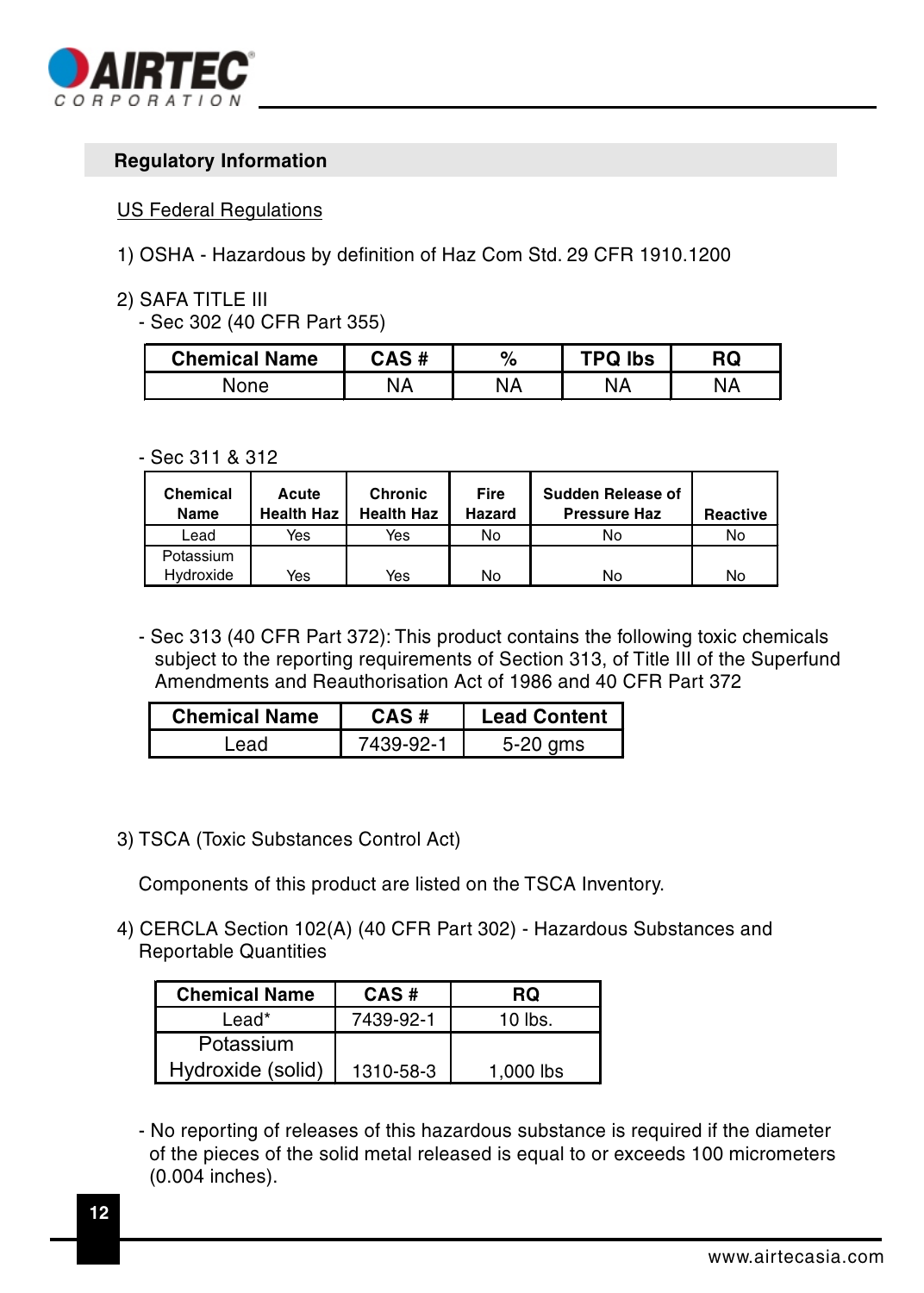## Regulatory Information

US Federal Regulations

1) OSHA - Hazardous by definition of Haz Com Std. 29 CFR 1910.1200

2) SAFA TITLE III
   - Sec 302 (40 CFR Part 355)

| Chemical Name | CAS # | % | TPQ lbs | RQ |
|---|---|---|---|---|
| None | NA | NA | NA | NA |

- Sec 311 & 312

| Chemical Name | Acute Health Haz | Chronic Health Haz | Fire Hazard | Sudden Release of Pressure Haz | Reactive |
|---|---|---|---|---|---|
| Lead | Yes | Yes | No | No | No |
| Potassium Hydroxide | Yes | Yes | No | No | No |

- Sec 313 (40 CFR Part 372): This product contains the following toxic chemicals subject to the reporting requirements of Section 313, of Title III of the Superfund Amendments and Reauthorisation Act of 1986 and 40 CFR Part 372

| Chemical Name | CAS # | Lead Content |
|---|---|---|
| Lead | 7439-92-1 | 5-20 gms |

3) TSCA (Toxic Substances Control Act)

   Components of this product are listed on the TSCA Inventory.

4) CERCLA Section 102(A) (40 CFR Part 302) - Hazardous Substances and Reportable Quantities

| Chemical Name | CAS # | RQ |
|---|---|---|
| Lead* | 7439-92-1 | 10 lbs. |
| Potassium Hydroxide (solid) | 1310-58-3 | 1,000 lbs |

- No reporting of releases of this hazardous substance is required if the diameter of the pieces of the solid metal released is equal to or exceeds 100 micrometers (0.004 inches).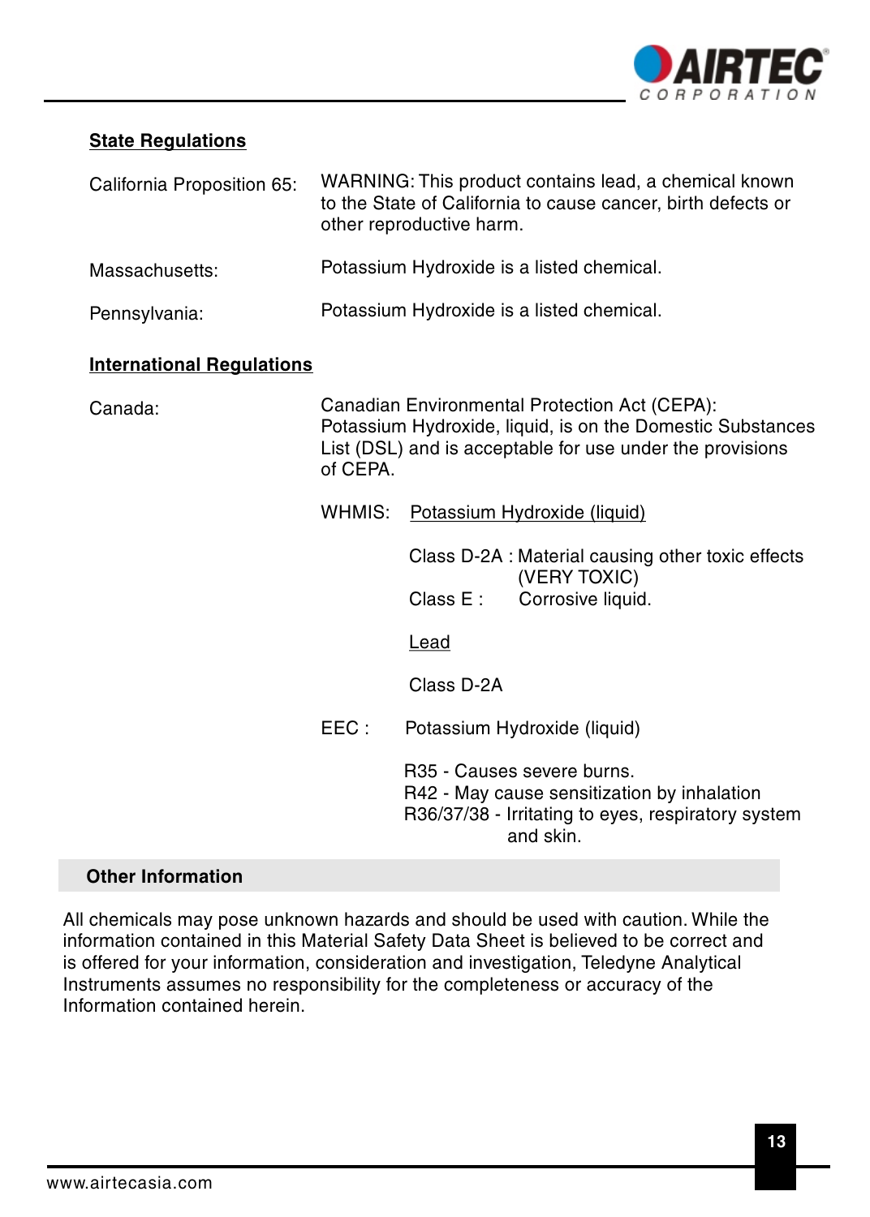**State Regulations**

California Proposition 65: WARNING: This product contains lead, a chemical known to the State of California to cause cancer, birth defects or other reproductive harm.

Massachusetts: Potassium Hydroxide is a listed chemical.

Pennsylvania: Potassium Hydroxide is a listed chemical.

**International Regulations**

Canada: Canadian Environmental Protection Act (CEPA): Potassium Hydroxide, liquid, is on the Domestic Substances List (DSL) and is acceptable for use under the provisions of CEPA.

WHMIS: Potassium Hydroxide (liquid)

Class D-2A : Material causing other toxic effects (VERY TOXIC)
Class E : Corrosive liquid.

Lead

Class D-2A

EEC : Potassium Hydroxide (liquid)

R35 - Causes severe burns.
R42 - May cause sensitization by inhalation
R36/37/38 - Irritating to eyes, respiratory system and skin.

## Other Information

All chemicals may pose unknown hazards and should be used with caution. While the information contained in this Material Safety Data Sheet is believed to be correct and is offered for your information, consideration and investigation, Teledyne Analytical Instruments assumes no responsibility for the completeness or accuracy of the Information contained herein.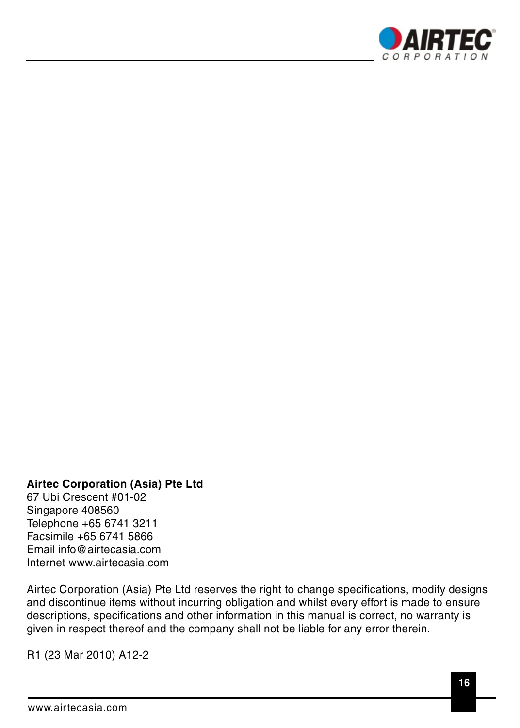**Airtec Corporation (Asia) Pte Ltd**
67 Ubi Crescent #01-02
Singapore 408560
Telephone +65 6741 3211
Facsimile +65 6741 5866
Email info@airtecasia.com
Internet www.airtecasia.com

Airtec Corporation (Asia) Pte Ltd reserves the right to change specifications, modify designs and discontinue items without incurring obligation and whilst every effort is made to ensure descriptions, specifications and other information in this manual is correct, no warranty is given in respect thereof and the company shall not be liable for any error therein.

R1 (23 Mar 2010) A12-2